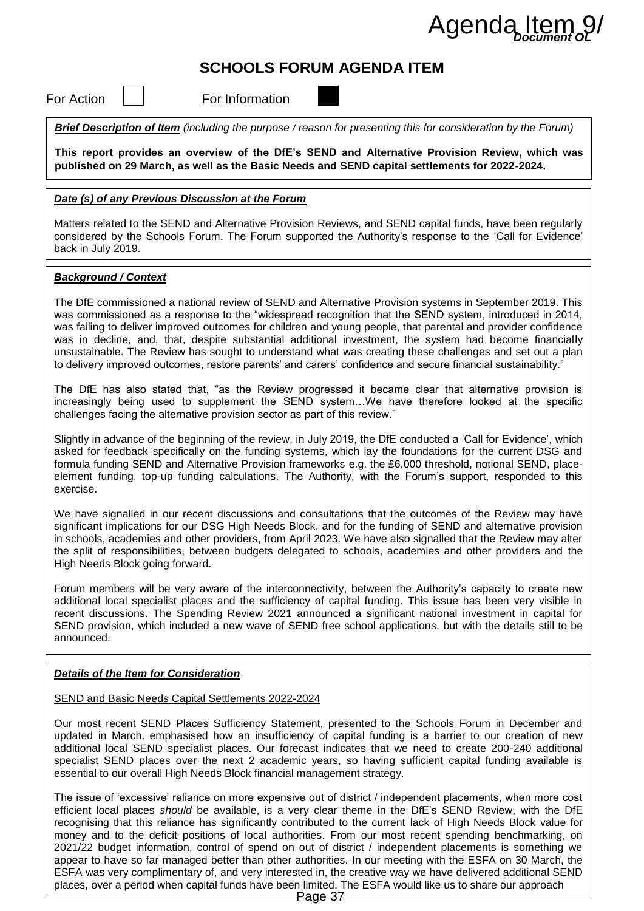Agenda Item 9/ *Document OL*

# SCHOOLS FORUM AGENDA ITEM

For Action ☐ For Information ■

***Brief Description of Item*** *(including the purpose / reason for presenting this for consideration by the Forum)*

**This report provides an overview of the DfE's SEND and Alternative Provision Review, which was published on 29 March, as well as the Basic Needs and SEND capital settlements for 2022-2024.**

***Date (s) of any Previous Discussion at the Forum***

Matters related to the SEND and Alternative Provision Reviews, and SEND capital funds, have been regularly considered by the Schools Forum. The Forum supported the Authority's response to the 'Call for Evidence' back in July 2019.

***Background / Context***

The DfE commissioned a national review of SEND and Alternative Provision systems in September 2019. This was commissioned as a response to the "widespread recognition that the SEND system, introduced in 2014, was failing to deliver improved outcomes for children and young people, that parental and provider confidence was in decline, and, that, despite substantial additional investment, the system had become financially unsustainable. The Review has sought to understand what was creating these challenges and set out a plan to delivery improved outcomes, restore parents' and carers' confidence and secure financial sustainability."

The DfE has also stated that, "as the Review progressed it became clear that alternative provision is increasingly being used to supplement the SEND system…We have therefore looked at the specific challenges facing the alternative provision sector as part of this review."

Slightly in advance of the beginning of the review, in July 2019, the DfE conducted a 'Call for Evidence', which asked for feedback specifically on the funding systems, which lay the foundations for the current DSG and formula funding SEND and Alternative Provision frameworks e.g. the £6,000 threshold, notional SEND, place-element funding, top-up funding calculations. The Authority, with the Forum's support, responded to this exercise.

We have signalled in our recent discussions and consultations that the outcomes of the Review may have significant implications for our DSG High Needs Block, and for the funding of SEND and alternative provision in schools, academies and other providers, from April 2023. We have also signalled that the Review may alter the split of responsibilities, between budgets delegated to schools, academies and other providers and the High Needs Block going forward.

Forum members will be very aware of the interconnectivity, between the Authority's capacity to create new additional local specialist places and the sufficiency of capital funding. This issue has been very visible in recent discussions. The Spending Review 2021 announced a significant national investment in capital for SEND provision, which included a new wave of SEND free school applications, but with the details still to be announced.

***Details of the Item for Consideration***

SEND and Basic Needs Capital Settlements 2022-2024

Our most recent SEND Places Sufficiency Statement, presented to the Schools Forum in December and updated in March, emphasised how an insufficiency of capital funding is a barrier to our creation of new additional local SEND specialist places. Our forecast indicates that we need to create 200-240 additional specialist SEND places over the next 2 academic years, so having sufficient capital funding available is essential to our overall High Needs Block financial management strategy.

The issue of 'excessive' reliance on more expensive out of district / independent placements, when more cost efficient local places *should* be available, is a very clear theme in the DfE's SEND Review, with the DfE recognising that this reliance has significantly contributed to the current lack of High Needs Block value for money and to the deficit positions of local authorities. From our most recent spending benchmarking, on 2021/22 budget information, control of spend on out of district / independent placements is something we appear to have so far managed better than other authorities. In our meeting with the ESFA on 30 March, the ESFA was very complimentary of, and very interested in, the creative way we have delivered additional SEND places, over a period when capital funds have been limited. The ESFA would like us to share our approach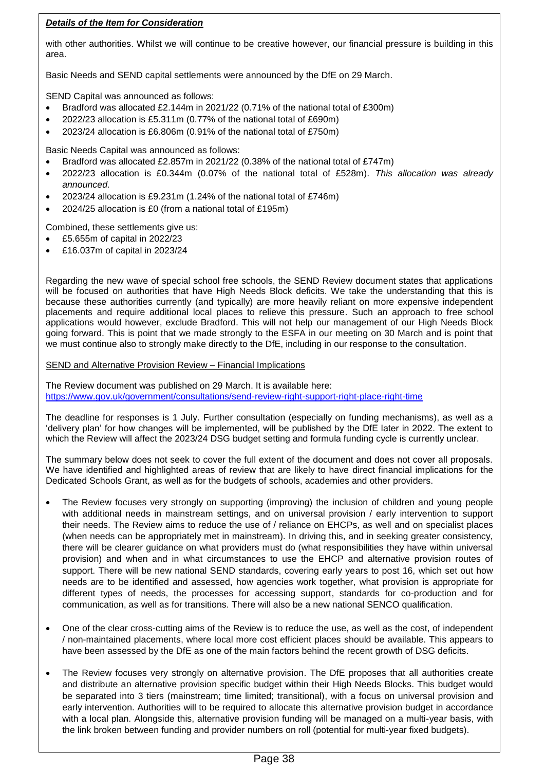***Details of the Item for Consideration***

with other authorities. Whilst we will continue to be creative however, our financial pressure is building in this area.

Basic Needs and SEND capital settlements were announced by the DfE on 29 March.

SEND Capital was announced as follows:

- Bradford was allocated £2.144m in 2021/22 (0.71% of the national total of £300m)
- 2022/23 allocation is £5.311m (0.77% of the national total of £690m)
- 2023/24 allocation is £6.806m (0.91% of the national total of £750m)

Basic Needs Capital was announced as follows:

- Bradford was allocated £2.857m in 2021/22 (0.38% of the national total of £747m)
- 2022/23 allocation is £0.344m (0.07% of the national total of £528m). *This allocation was already announced.*
- 2023/24 allocation is £9.231m (1.24% of the national total of £746m)
- 2024/25 allocation is £0 (from a national total of £195m)

Combined, these settlements give us:

- £5.655m of capital in 2022/23
- £16.037m of capital in 2023/24

Regarding the new wave of special school free schools, the SEND Review document states that applications will be focused on authorities that have High Needs Block deficits. We take the understanding that this is because these authorities currently (and typically) are more heavily reliant on more expensive independent placements and require additional local places to relieve this pressure. Such an approach to free school applications would however, exclude Bradford. This will not help our management of our High Needs Block going forward. This is point that we made strongly to the ESFA in our meeting on 30 March and is point that we must continue also to strongly make directly to the DfE, including in our response to the consultation.

<u>SEND and Alternative Provision Review – Financial Implications</u>

The Review document was published on 29 March. It is available here:
https://www.gov.uk/government/consultations/send-review-right-support-right-place-right-time

The deadline for responses is 1 July. Further consultation (especially on funding mechanisms), as well as a 'delivery plan' for how changes will be implemented, will be published by the DfE later in 2022. The extent to which the Review will affect the 2023/24 DSG budget setting and formula funding cycle is currently unclear.

The summary below does not seek to cover the full extent of the document and does not cover all proposals. We have identified and highlighted areas of review that are likely to have direct financial implications for the Dedicated Schools Grant, as well as for the budgets of schools, academies and other providers.

- The Review focuses very strongly on supporting (improving) the inclusion of children and young people with additional needs in mainstream settings, and on universal provision / early intervention to support their needs. The Review aims to reduce the use of / reliance on EHCPs, as well and on specialist places (when needs can be appropriately met in mainstream). In driving this, and in seeking greater consistency, there will be clearer guidance on what providers must do (what responsibilities they have within universal provision) and when and in what circumstances to use the EHCP and alternative provision routes of support. There will be new national SEND standards, covering early years to post 16, which set out how needs are to be identified and assessed, how agencies work together, what provision is appropriate for different types of needs, the processes for accessing support, standards for co-production and for communication, as well as for transitions. There will also be a new national SENCO qualification.

- One of the clear cross-cutting aims of the Review is to reduce the use, as well as the cost, of independent / non-maintained placements, where local more cost efficient places should be available. This appears to have been assessed by the DfE as one of the main factors behind the recent growth of DSG deficits.

- The Review focuses very strongly on alternative provision. The DfE proposes that all authorities create and distribute an alternative provision specific budget within their High Needs Blocks. This budget would be separated into 3 tiers (mainstream; time limited; transitional), with a focus on universal provision and early intervention. Authorities will to be required to allocate this alternative provision budget in accordance with a local plan. Alongside this, alternative provision funding will be managed on a multi-year basis, with the link broken between funding and provider numbers on roll (potential for multi-year fixed budgets).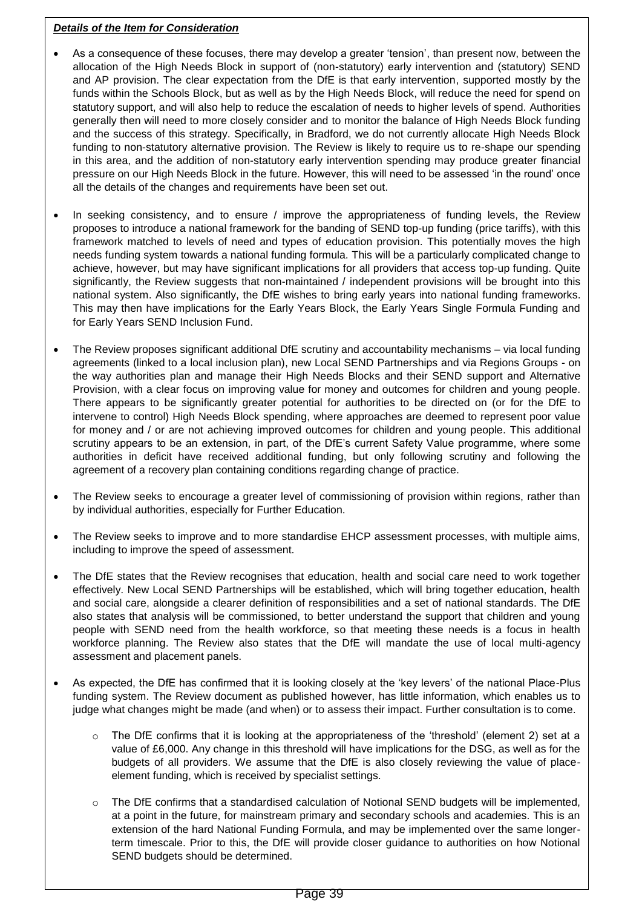***Details of the Item for Consideration***

- As a consequence of these focuses, there may develop a greater 'tension', than present now, between the allocation of the High Needs Block in support of (non-statutory) early intervention and (statutory) SEND and AP provision. The clear expectation from the DfE is that early intervention, supported mostly by the funds within the Schools Block, but as well as by the High Needs Block, will reduce the need for spend on statutory support, and will also help to reduce the escalation of needs to higher levels of spend. Authorities generally then will need to more closely consider and to monitor the balance of High Needs Block funding and the success of this strategy. Specifically, in Bradford, we do not currently allocate High Needs Block funding to non-statutory alternative provision. The Review is likely to require us to re-shape our spending in this area, and the addition of non-statutory early intervention spending may produce greater financial pressure on our High Needs Block in the future. However, this will need to be assessed 'in the round' once all the details of the changes and requirements have been set out.

- In seeking consistency, and to ensure / improve the appropriateness of funding levels, the Review proposes to introduce a national framework for the banding of SEND top-up funding (price tariffs), with this framework matched to levels of need and types of education provision. This potentially moves the high needs funding system towards a national funding formula. This will be a particularly complicated change to achieve, however, but may have significant implications for all providers that access top-up funding. Quite significantly, the Review suggests that non-maintained / independent provisions will be brought into this national system. Also significantly, the DfE wishes to bring early years into national funding frameworks. This may then have implications for the Early Years Block, the Early Years Single Formula Funding and for Early Years SEND Inclusion Fund.

- The Review proposes significant additional DfE scrutiny and accountability mechanisms – via local funding agreements (linked to a local inclusion plan), new Local SEND Partnerships and via Regions Groups - on the way authorities plan and manage their High Needs Blocks and their SEND support and Alternative Provision, with a clear focus on improving value for money and outcomes for children and young people. There appears to be significantly greater potential for authorities to be directed on (or for the DfE to intervene to control) High Needs Block spending, where approaches are deemed to represent poor value for money and / or are not achieving improved outcomes for children and young people. This additional scrutiny appears to be an extension, in part, of the DfE's current Safety Value programme, where some authorities in deficit have received additional funding, but only following scrutiny and following the agreement of a recovery plan containing conditions regarding change of practice.

- The Review seeks to encourage a greater level of commissioning of provision within regions, rather than by individual authorities, especially for Further Education.

- The Review seeks to improve and to more standardise EHCP assessment processes, with multiple aims, including to improve the speed of assessment.

- The DfE states that the Review recognises that education, health and social care need to work together effectively. New Local SEND Partnerships will be established, which will bring together education, health and social care, alongside a clearer definition of responsibilities and a set of national standards. The DfE also states that analysis will be commissioned, to better understand the support that children and young people with SEND need from the health workforce, so that meeting these needs is a focus in health workforce planning. The Review also states that the DfE will mandate the use of local multi-agency assessment and placement panels.

- As expected, the DfE has confirmed that it is looking closely at the 'key levers' of the national Place-Plus funding system. The Review document as published however, has little information, which enables us to judge what changes might be made (and when) or to assess their impact. Further consultation is to come.

  - The DfE confirms that it is looking at the appropriateness of the 'threshold' (element 2) set at a value of £6,000. Any change in this threshold will have implications for the DSG, as well as for the budgets of all providers. We assume that the DfE is also closely reviewing the value of place-element funding, which is received by specialist settings.

  - The DfE confirms that a standardised calculation of Notional SEND budgets will be implemented, at a point in the future, for mainstream primary and secondary schools and academies. This is an extension of the hard National Funding Formula, and may be implemented over the same longer-term timescale. Prior to this, the DfE will provide closer guidance to authorities on how Notional SEND budgets should be determined.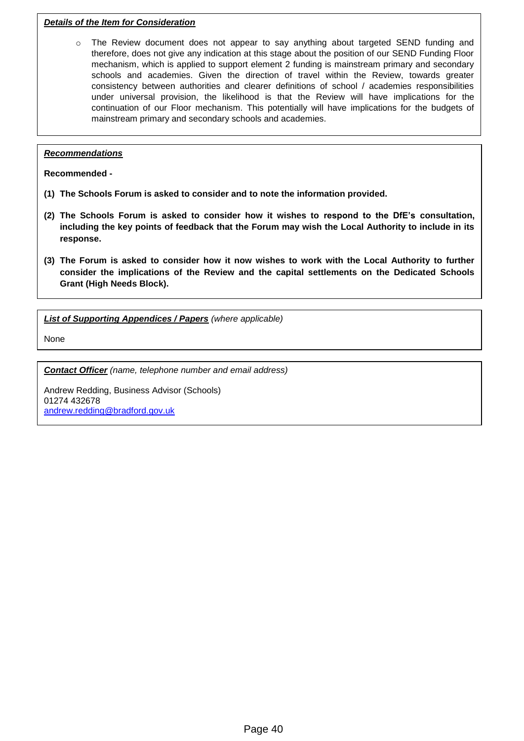***Details of the Item for Consideration***

- The Review document does not appear to say anything about targeted SEND funding and therefore, does not give any indication at this stage about the position of our SEND Funding Floor mechanism, which is applied to support element 2 funding is mainstream primary and secondary schools and academies. Given the direction of travel within the Review, towards greater consistency between authorities and clearer definitions of school / academies responsibilities under universal provision, the likelihood is that the Review will have implications for the continuation of our Floor mechanism. This potentially will have implications for the budgets of mainstream primary and secondary schools and academies.

***Recommendations***

**Recommended -**

**(1) The Schools Forum is asked to consider and to note the information provided.**

**(2) The Schools Forum is asked to consider how it wishes to respond to the DfE's consultation, including the key points of feedback that the Forum may wish the Local Authority to include in its response.**

**(3) The Forum is asked to consider how it now wishes to work with the Local Authority to further consider the implications of the Review and the capital settlements on the Dedicated Schools Grant (High Needs Block).**

***List of Supporting Appendices / Papers*** *(where applicable)*

None

***Contact Officer*** *(name, telephone number and email address)*

Andrew Redding, Business Advisor (Schools)
01274 432678
andrew.redding@bradford.gov.uk